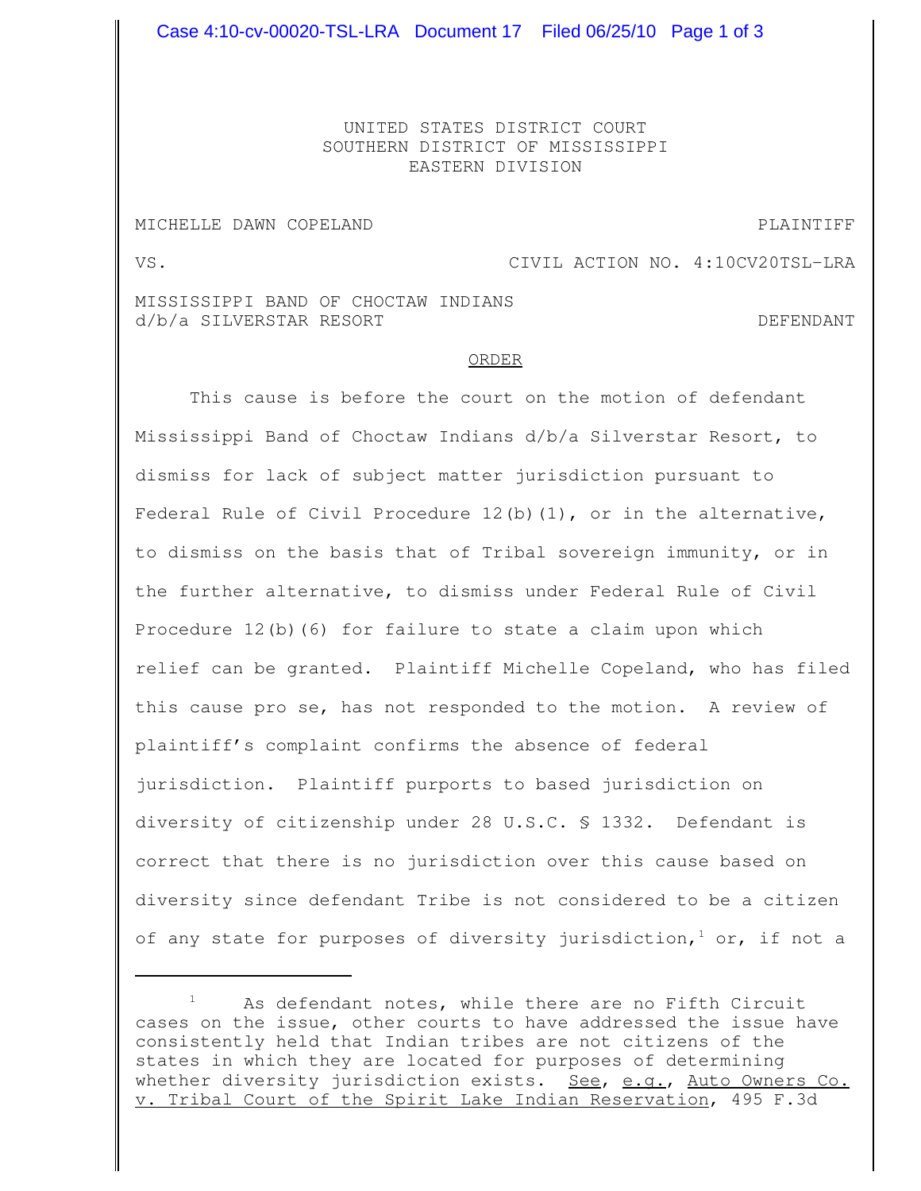UNITED STATES DISTRICT COURT
SOUTHERN DISTRICT OF MISSISSIPPI
EASTERN DIVISION

MICHELLE DAWN COPELAND — PLAINTIFF

VS. — CIVIL ACTION NO. 4:10CV20TSL-LRA

MISSISSIPPI BAND OF CHOCTAW INDIANS
d/b/a SILVERSTAR RESORT — DEFENDANT

## ORDER

This cause is before the court on the motion of defendant Mississippi Band of Choctaw Indians d/b/a Silverstar Resort, to dismiss for lack of subject matter jurisdiction pursuant to Federal Rule of Civil Procedure 12(b)(1), or in the alternative, to dismiss on the basis that of Tribal sovereign immunity, or in the further alternative, to dismiss under Federal Rule of Civil Procedure 12(b)(6) for failure to state a claim upon which relief can be granted. Plaintiff Michelle Copeland, who has filed this cause pro se, has not responded to the motion. A review of plaintiff's complaint confirms the absence of federal jurisdiction. Plaintiff purports to based jurisdiction on diversity of citizenship under 28 U.S.C. § 1332. Defendant is correct that there is no jurisdiction over this cause based on diversity since defendant Tribe is not considered to be a citizen of any state for purposes of diversity jurisdiction,[1] or, if not a

---

[1] As defendant notes, while there are no Fifth Circuit cases on the issue, other courts to have addressed the issue have consistently held that Indian tribes are not citizens of the states in which they are located for purposes of determining whether diversity jurisdiction exists. See, e.g., Auto Owners Co. v. Tribal Court of the Spirit Lake Indian Reservation, 495 F.3d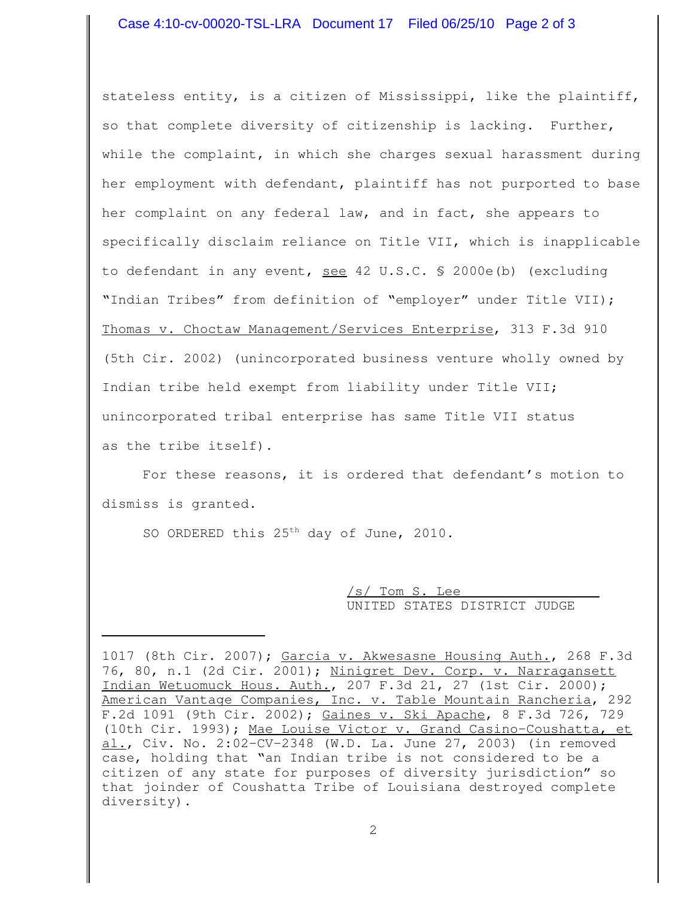stateless entity, is a citizen of Mississippi, like the plaintiff, so that complete diversity of citizenship is lacking. Further, while the complaint, in which she charges sexual harassment during her employment with defendant, plaintiff has not purported to base her complaint on any federal law, and in fact, she appears to specifically disclaim reliance on Title VII, which is inapplicable to defendant in any event, see 42 U.S.C. § 2000e(b) (excluding "Indian Tribes" from definition of "employer" under Title VII); Thomas v. Choctaw Management/Services Enterprise, 313 F.3d 910 (5th Cir. 2002) (unincorporated business venture wholly owned by Indian tribe held exempt from liability under Title VII; unincorporated tribal enterprise has same Title VII status as the tribe itself).

For these reasons, it is ordered that defendant's motion to dismiss is granted.

SO ORDERED this 25th day of June, 2010.

/s/ Tom S. Lee
UNITED STATES DISTRICT JUDGE

---

1017 (8th Cir. 2007); Garcia v. Akwesasne Housing Auth., 268 F.3d 76, 80, n.1 (2d Cir. 2001); Ninigret Dev. Corp. v. Narragansett Indian Wetuomuck Hous. Auth., 207 F.3d 21, 27 (1st Cir. 2000); American Vantage Companies, Inc. v. Table Mountain Rancheria, 292 F.2d 1091 (9th Cir. 2002); Gaines v. Ski Apache, 8 F.3d 726, 729 (10th Cir. 1993); Mae Louise Victor v. Grand Casino-Coushatta, et al., Civ. No. 2:02-CV-2348 (W.D. La. June 27, 2003) (in removed case, holding that "an Indian tribe is not considered to be a citizen of any state for purposes of diversity jurisdiction" so that joinder of Coushatta Tribe of Louisiana destroyed complete diversity).